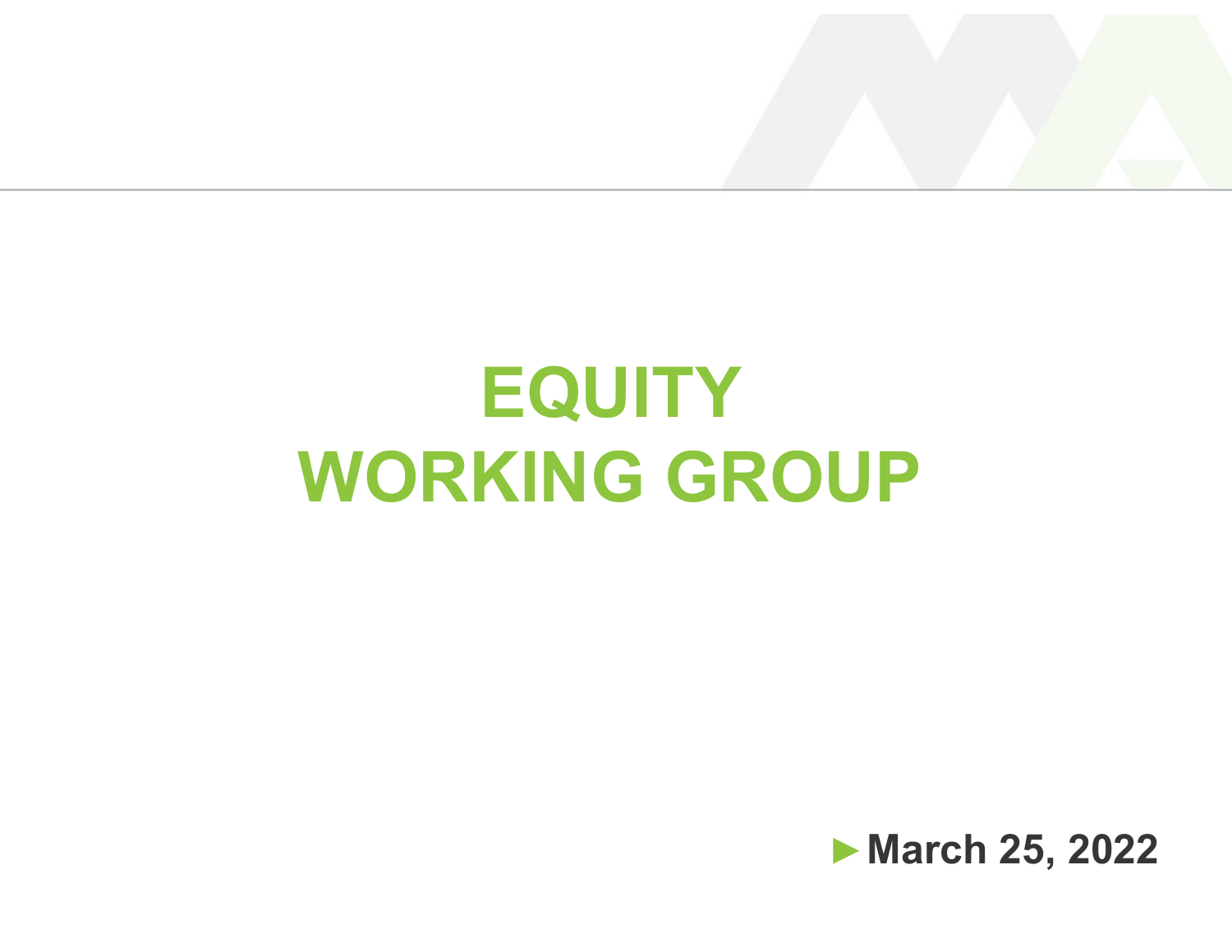# EQUITY WORKING GROUP

►**March 25, 2022**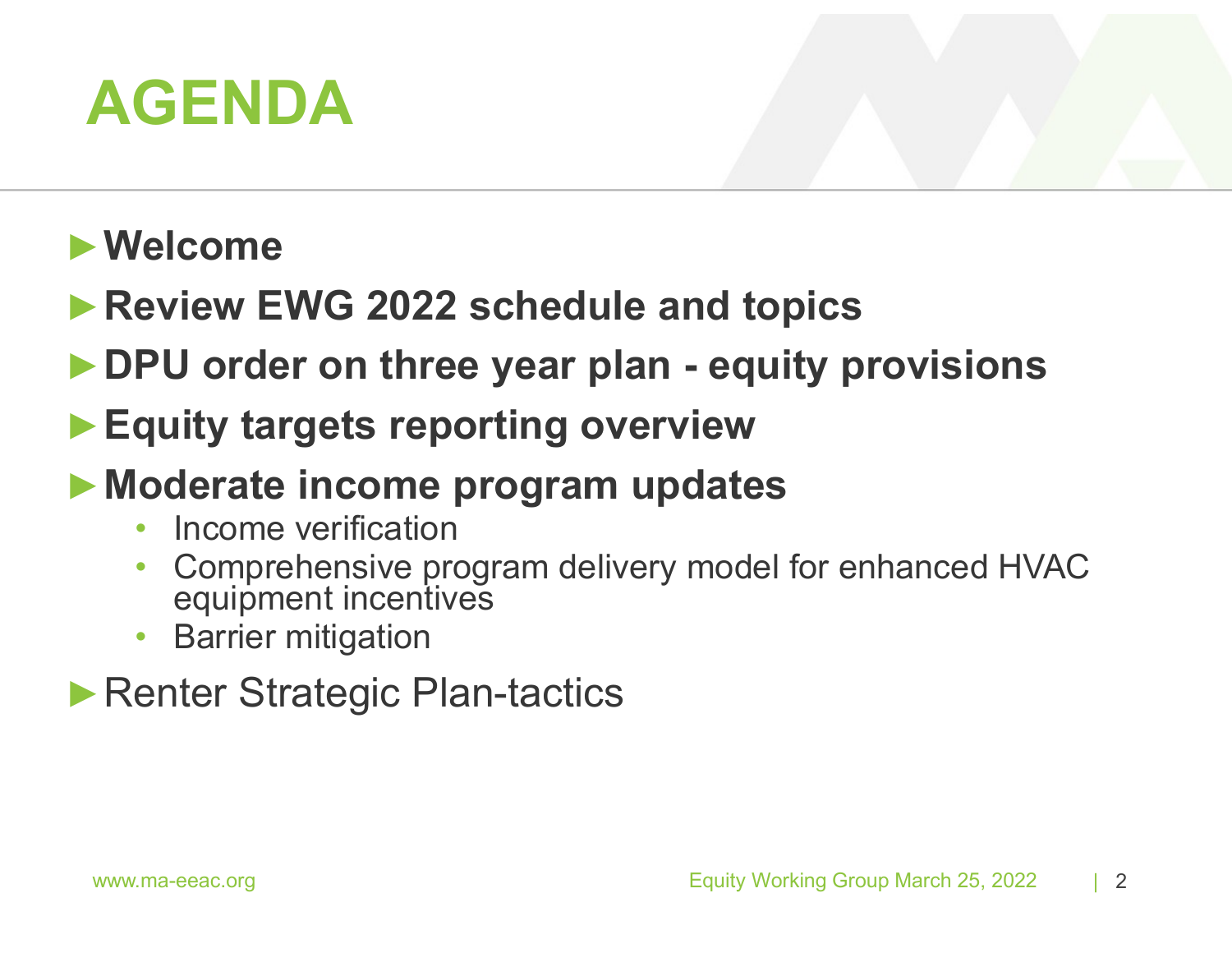# AGENDA

- **Welcome**
- **Review EWG 2022 schedule and topics**
- **DPU order on three year plan - equity provisions**
- **Equity targets reporting overview**
- **Moderate income program updates**
  - Income verification
  - Comprehensive program delivery model for enhanced HVAC equipment incentives
  - Barrier mitigation
- Renter Strategic Plan-tactics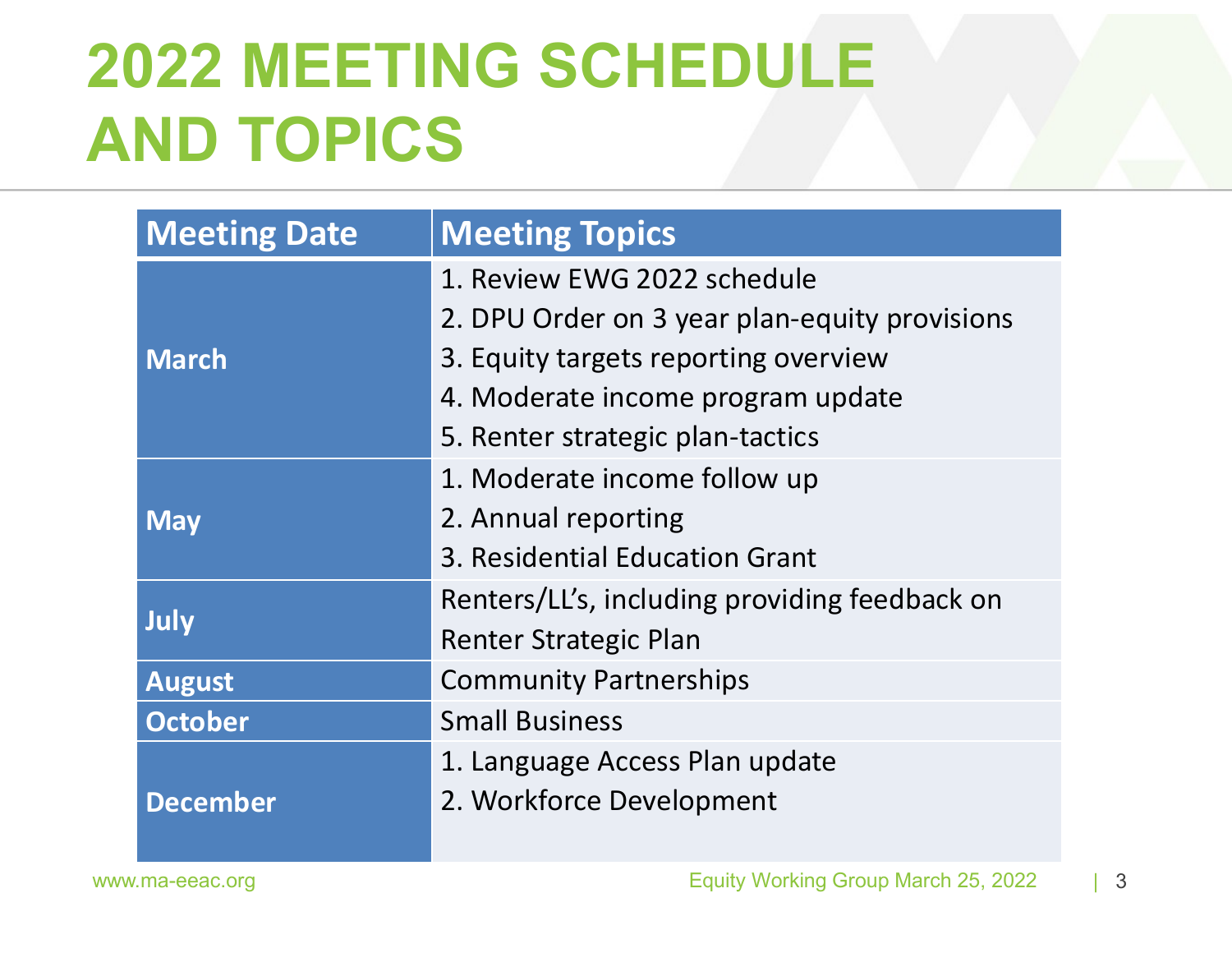# 2022 MEETING SCHEDULE AND TOPICS

| Meeting Date | Meeting Topics |
|---|---|
| March | 1. Review EWG 2022 schedule<br>2. DPU Order on 3 year plan-equity provisions<br>3. Equity targets reporting overview<br>4. Moderate income program update<br>5. Renter strategic plan-tactics |
| May | 1. Moderate income follow up<br>2. Annual reporting<br>3. Residential Education Grant |
| July | Renters/LL's, including providing feedback on Renter Strategic Plan |
| August | Community Partnerships |
| October | Small Business |
| December | 1. Language Access Plan update<br>2. Workforce Development |

www.ma-eeac.org

Equity Working Group March 25, 2022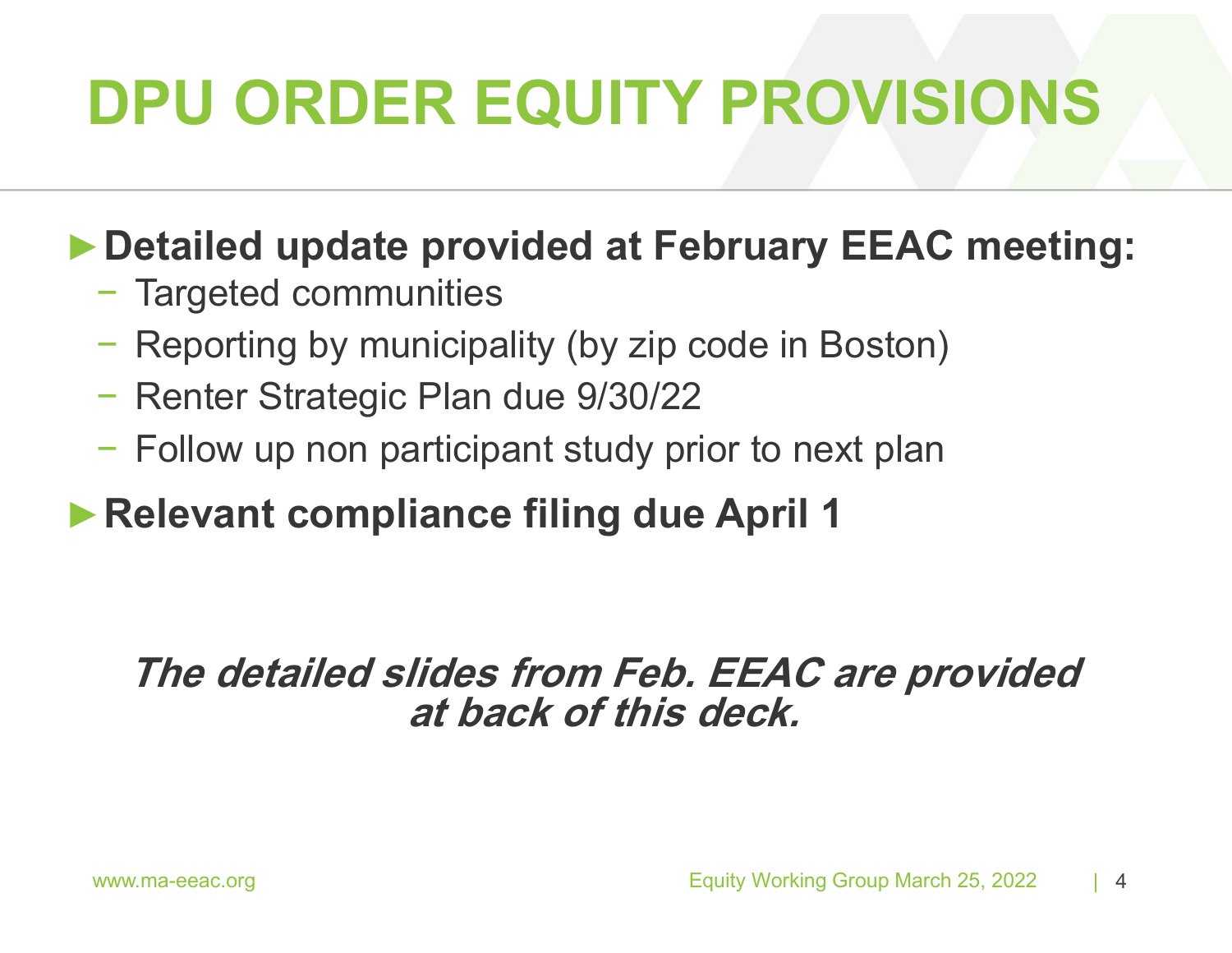# DPU ORDER EQUITY PROVISIONS

- **Detailed update provided at February EEAC meeting:**
  - Targeted communities
  - Reporting by municipality (by zip code in Boston)
  - Renter Strategic Plan due 9/30/22
  - Follow up non participant study prior to next plan
- **Relevant compliance filing due April 1**

***The detailed slides from Feb. EEAC are provided at back of this deck.***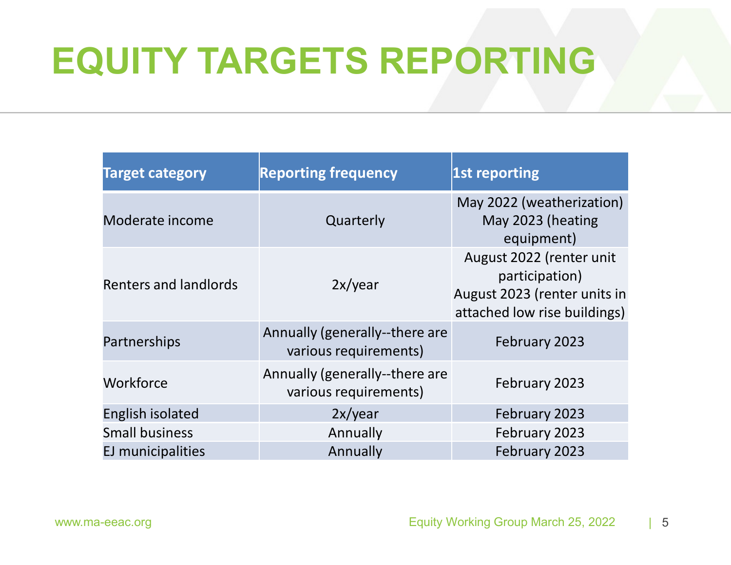# EQUITY TARGETS REPORTING

| Target category | Reporting frequency | 1st reporting |
| --- | --- | --- |
| Moderate income | Quarterly | May 2022 (weatherization) May 2023 (heating equipment) |
| Renters and landlords | 2x/year | August 2022 (renter unit participation) August 2023 (renter units in attached low rise buildings) |
| Partnerships | Annually (generally--there are various requirements) | February 2023 |
| Workforce | Annually (generally--there are various requirements) | February 2023 |
| English isolated | 2x/year | February 2023 |
| Small business | Annually | February 2023 |
| EJ municipalities | Annually | February 2023 |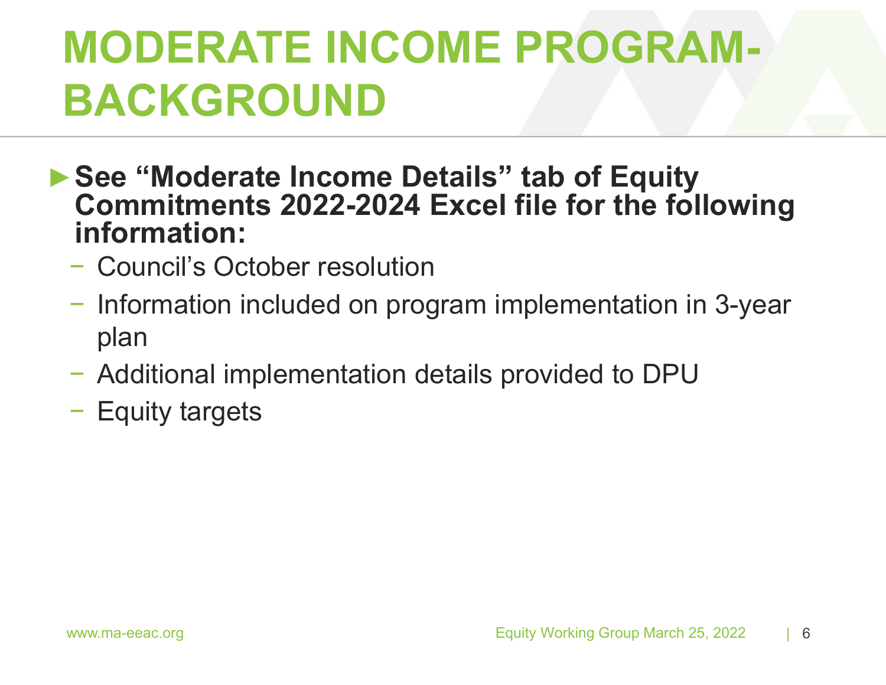# MODERATE INCOME PROGRAM- BACKGROUND

- **See "Moderate Income Details" tab of Equity Commitments 2022-2024 Excel file for the following information:**
  - Council's October resolution
  - Information included on program implementation in 3-year plan
  - Additional implementation details provided to DPU
  - Equity targets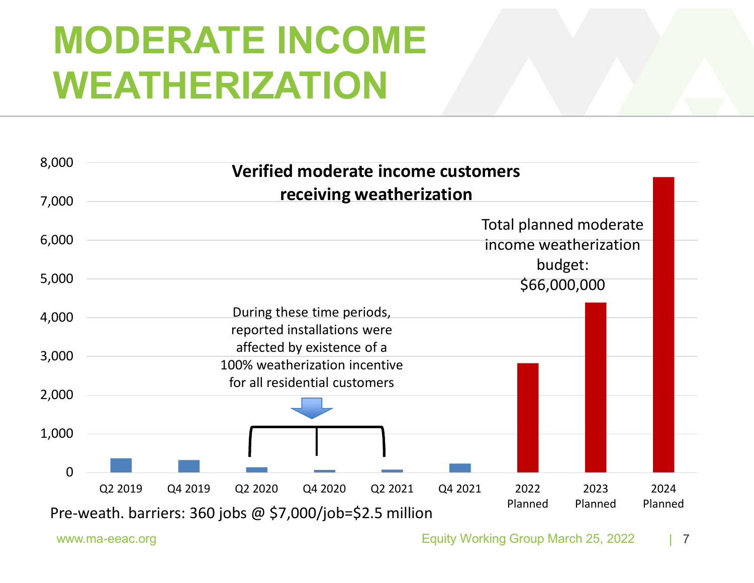# MODERATE INCOME WEATHERIZATION

**Verified moderate income customers receiving weatherization**

| Period | Customers (approx.) |
|---|---|
| Q2 2019 | ~360 |
| Q4 2019 | ~320 |
| Q2 2020 | ~130 |
| Q4 2020 | ~60 |
| Q2 2021 | ~70 |
| Q4 2021 | ~230 |
| 2022 Planned | ~2,820 |
| 2023 Planned | ~4,380 |
| 2024 Planned | ~7,620 |

During these time periods, reported installations were affected by existence of a 100% weatherization incentive for all residential customers (Q2 2020 – Q2 2021)

Total planned moderate income weatherization budget: $66,000,000

Pre-weath. barriers: 360 jobs @ $7,000/job=$2.5 million

www.ma-eeac.org

Equity Working Group March 25, 2022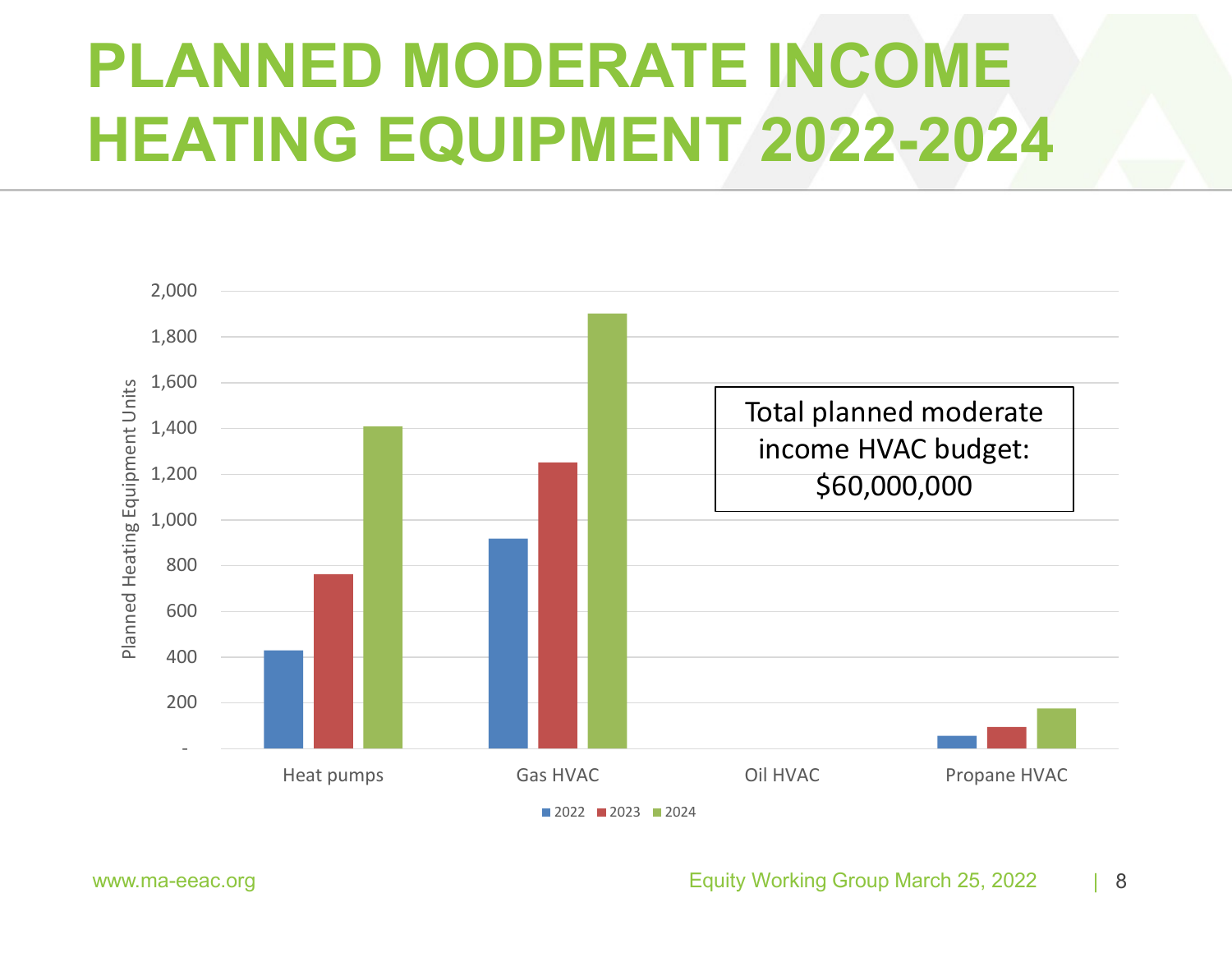# PLANNED MODERATE INCOME HEATING EQUIPMENT 2022-2024

Planned Heating Equipment Units

| | 2022 | 2023 | 2024 |
|---|---|---|---|
| Heat pumps | ~430 | ~760 | ~1,410 |
| Gas HVAC | ~920 | ~1,250 | ~1,900 |
| Oil HVAC | - | - | - |
| Propane HVAC | ~55 | ~95 | ~175 |

Total planned moderate income HVAC budget: $60,000,000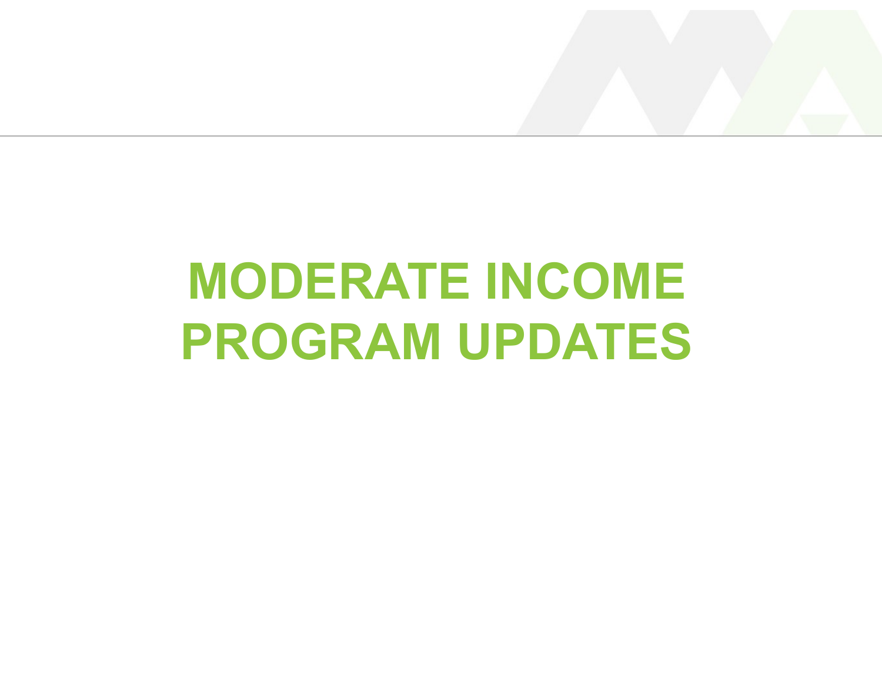# MODERATE INCOME PROGRAM UPDATES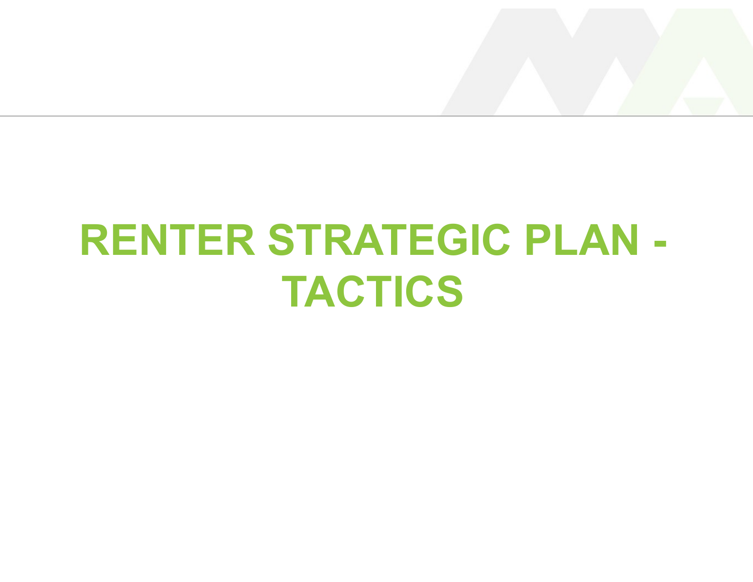# RENTER STRATEGIC PLAN - TACTICS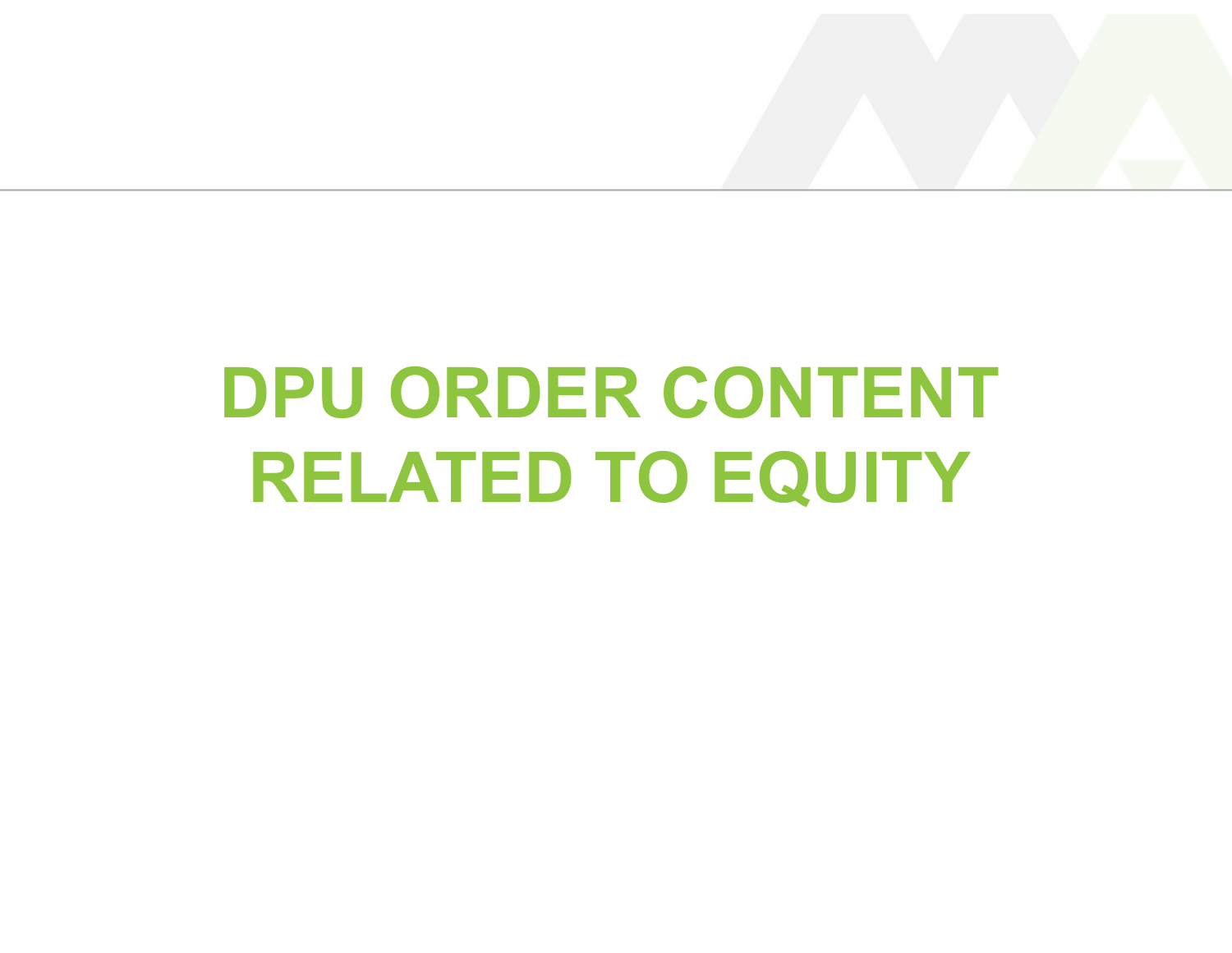# DPU ORDER CONTENT RELATED TO EQUITY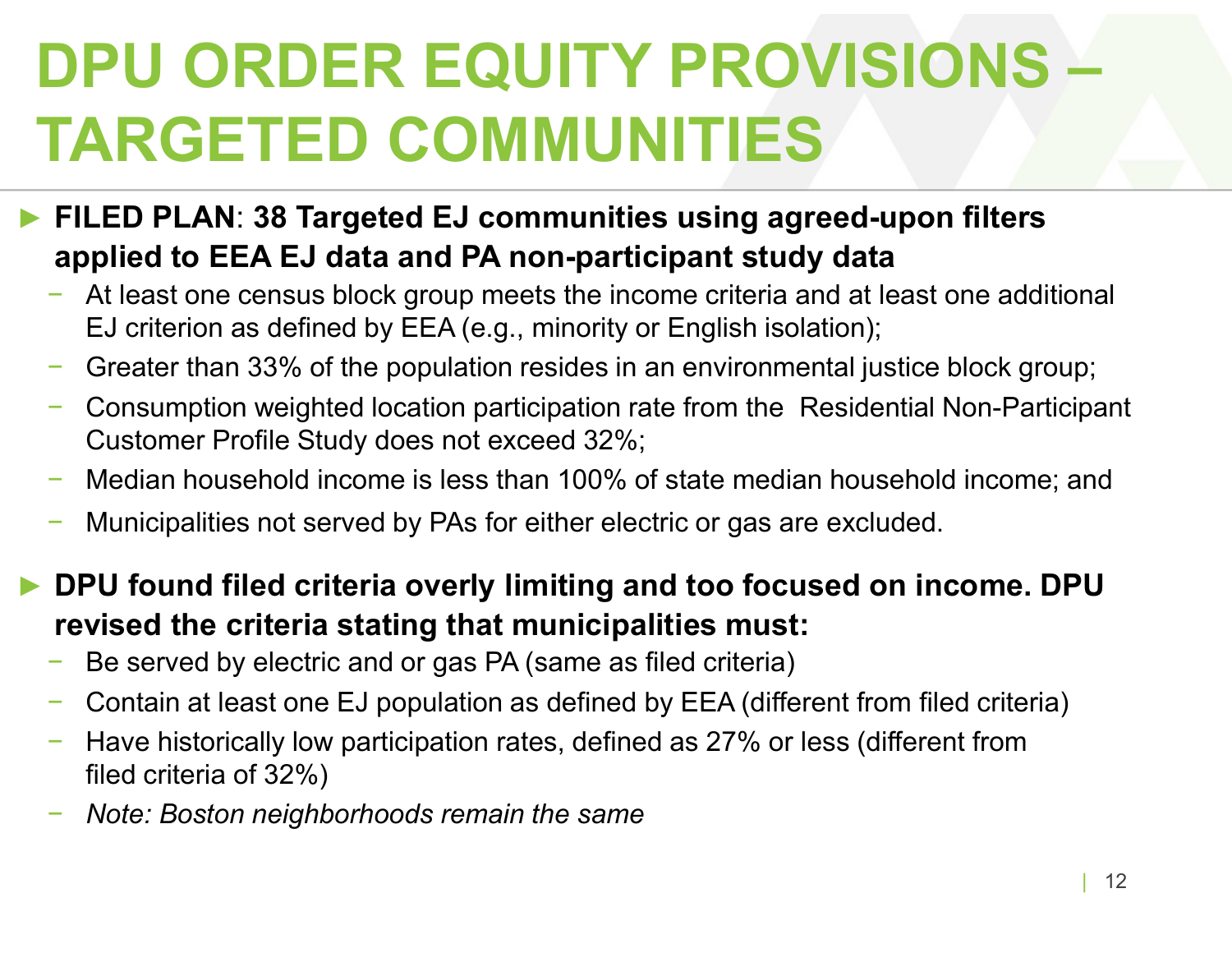# DPU ORDER EQUITY PROVISIONS – TARGETED COMMUNITIES

- **FILED PLAN: 38 Targeted EJ communities using agreed-upon filters applied to EEA EJ data and PA non-participant study data**
  - At least one census block group meets the income criteria and at least one additional EJ criterion as defined by EEA (e.g., minority or English isolation);
  - Greater than 33% of the population resides in an environmental justice block group;
  - Consumption weighted location participation rate from the Residential Non-Participant Customer Profile Study does not exceed 32%;
  - Median household income is less than 100% of state median household income; and
  - Municipalities not served by PAs for either electric or gas are excluded.

- **DPU found filed criteria overly limiting and too focused on income. DPU revised the criteria stating that municipalities must:**
  - Be served by electric and or gas PA (same as filed criteria)
  - Contain at least one EJ population as defined by EEA (different from filed criteria)
  - Have historically low participation rates, defined as 27% or less (different from filed criteria of 32%)
  - *Note: Boston neighborhoods remain the same*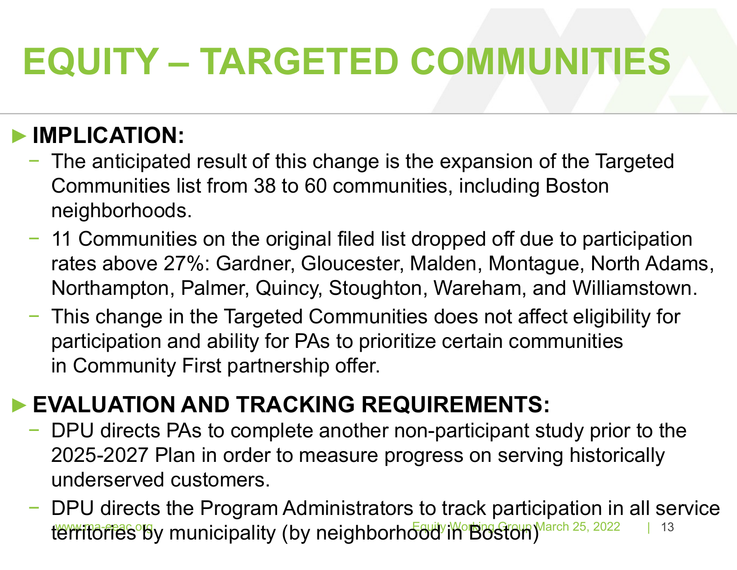# EQUITY – TARGETED COMMUNITIES

- **IMPLICATION:**
  - The anticipated result of this change is the expansion of the Targeted Communities list from 38 to 60 communities, including Boston neighborhoods.
  - 11 Communities on the original filed list dropped off due to participation rates above 27%: Gardner, Gloucester, Malden, Montague, North Adams, Northampton, Palmer, Quincy, Stoughton, Wareham, and Williamstown.
  - This change in the Targeted Communities does not affect eligibility for participation and ability for PAs to prioritize certain communities in Community First partnership offer.

- **EVALUATION AND TRACKING REQUIREMENTS:**
  - DPU directs PAs to complete another non-participant study prior to the 2025-2027 Plan in order to measure progress on serving historically underserved customers.
  - DPU directs the Program Administrators to track participation in all service territories by municipality (by neighborhood in Boston)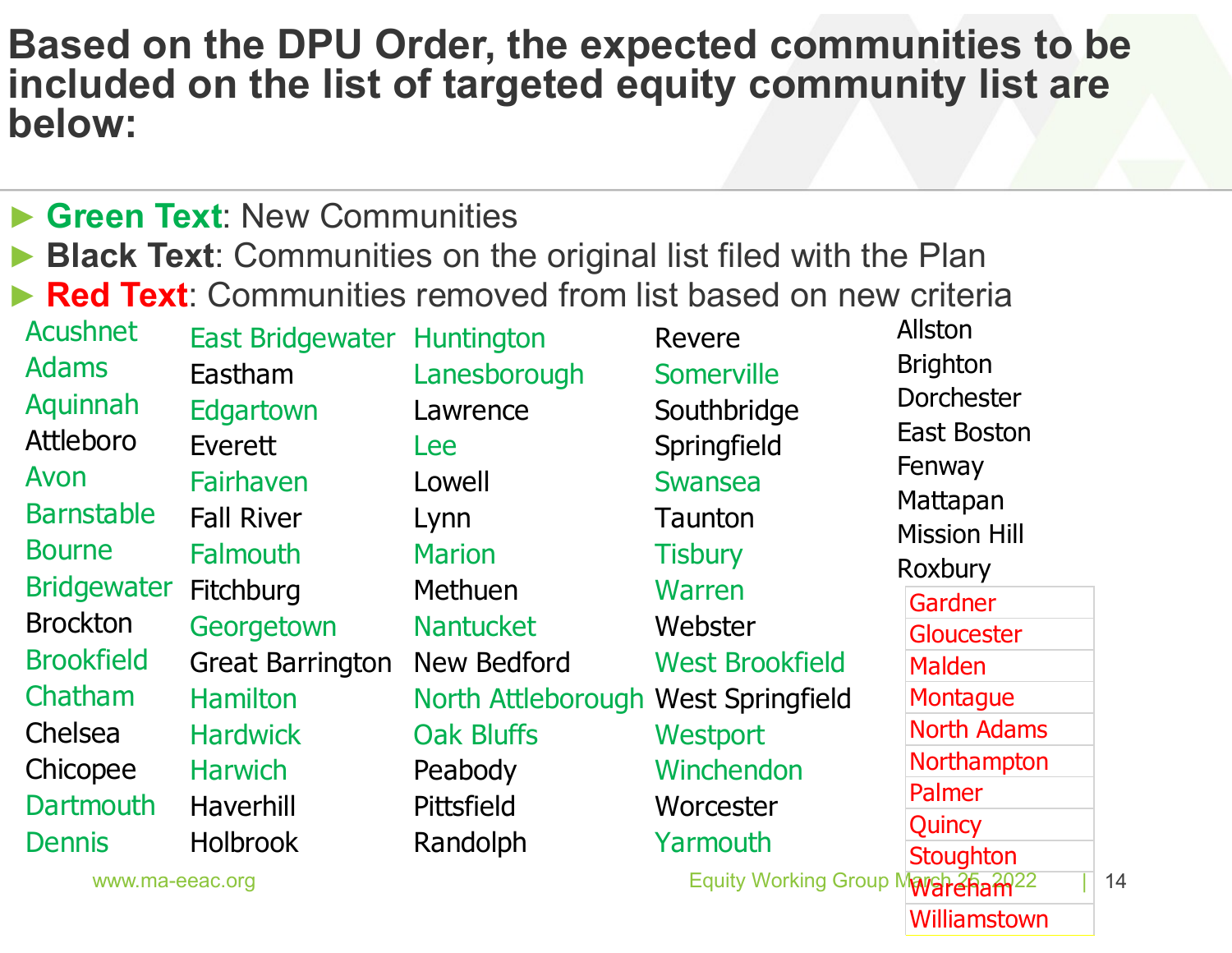# Based on the DPU Order, the expected communities to be included on the list of targeted equity community list are below:

- **Green Text**: New Communities
- **Black Text**: Communities on the original list filed with the Plan
- **Red Text**: Communities removed from list based on new criteria

Acushnet
Adams
Aquinnah
Attleboro
Avon
Barnstable
Bourne
Bridgewater
Brockton
Brookfield
Chatham
Chelsea
Chicopee
Dartmouth
Dennis
East Bridgewater
Eastham
Edgartown
Everett
Fairhaven
Fall River
Falmouth
Fitchburg
Georgetown
Great Barrington
Hamilton
Hardwick
Harwich
Haverhill
Holbrook
Huntington
Lanesborough
Lawrence
Lee
Lowell
Lynn
Marion
Methuen
Nantucket
New Bedford
North Attleborough
Oak Bluffs
Peabody
Pittsfield
Randolph
Revere
Somerville
Southbridge
Springfield
Swansea
Taunton
Tisbury
Warren
Webster
West Brookfield
West Springfield
Westport
Winchendon
Worcester
Yarmouth
Allston
Brighton
Dorchester
East Boston
Fenway
Mattapan
Mission Hill
Roxbury

| Removed |
|---|
| Gardner |
| Gloucester |
| Malden |
| Montague |
| North Adams |
| Northampton |
| Palmer |
| Quincy |
| Stoughton |
| Wareham |
| Williamstown |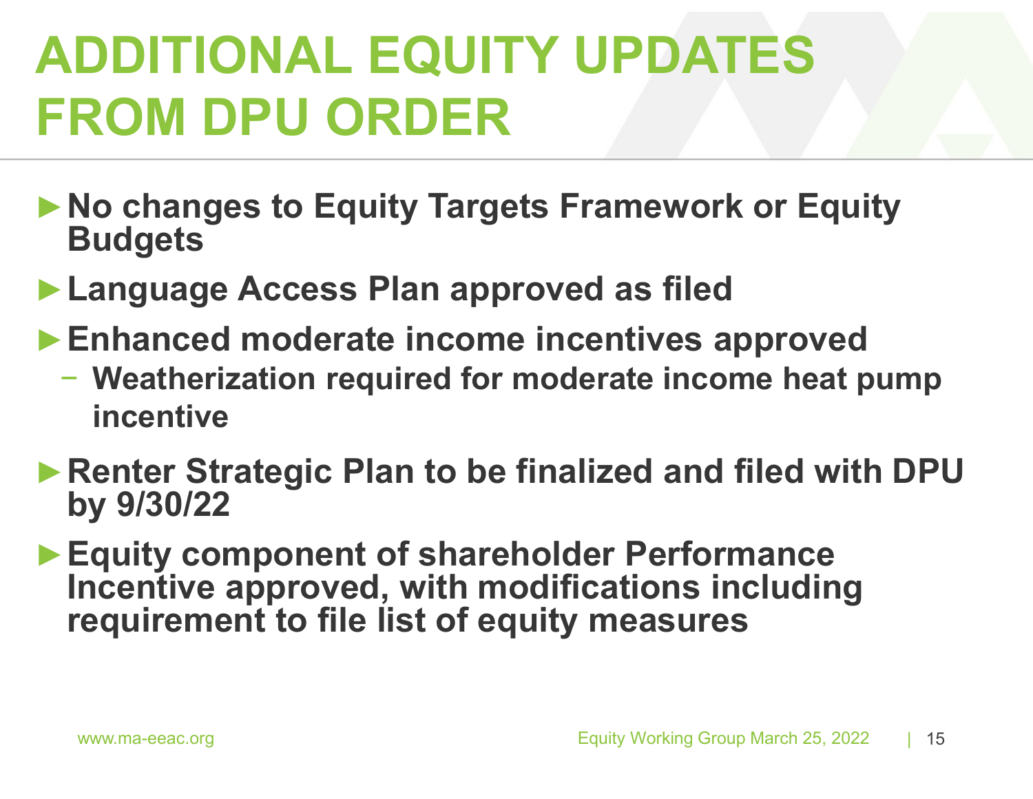# ADDITIONAL EQUITY UPDATES FROM DPU ORDER

- **No changes to Equity Targets Framework or Equity Budgets**
- **Language Access Plan approved as filed**
- **Enhanced moderate income incentives approved**
  - **Weatherization required for moderate income heat pump incentive**
- **Renter Strategic Plan to be finalized and filed with DPU by 9/30/22**
- **Equity component of shareholder Performance Incentive approved, with modifications including requirement to file list of equity measures**